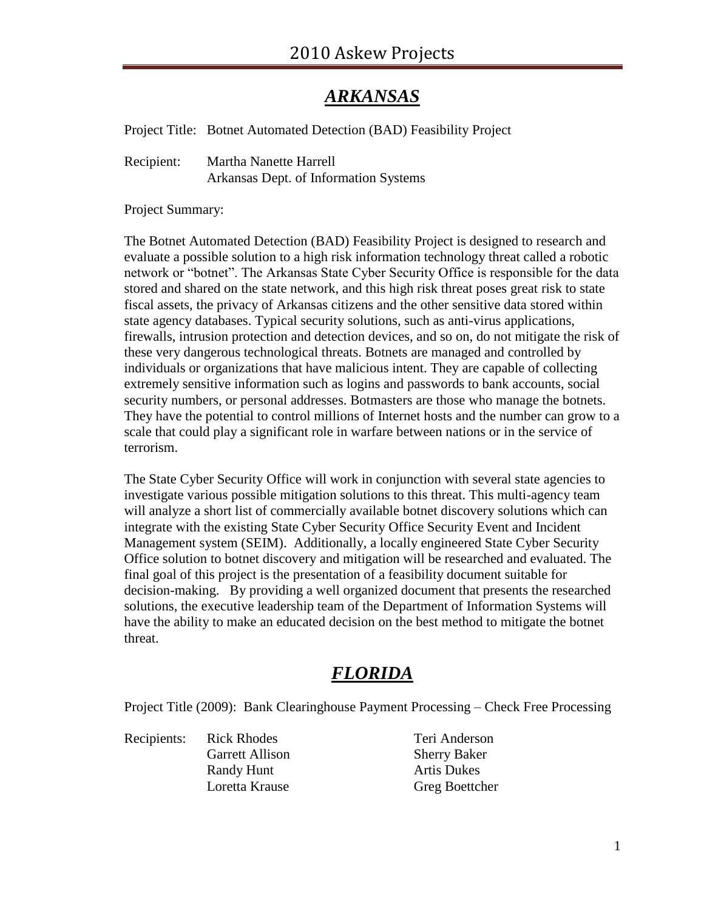# 2010 Askew Projects

## *ARKANSAS*

Project Title: Botnet Automated Detection (BAD) Feasibility Project

Recipient: Martha Nanette Harrell
Arkansas Dept. of Information Systems

Project Summary:

The Botnet Automated Detection (BAD) Feasibility Project is designed to research and evaluate a possible solution to a high risk information technology threat called a robotic network or "botnet". The Arkansas State Cyber Security Office is responsible for the data stored and shared on the state network, and this high risk threat poses great risk to state fiscal assets, the privacy of Arkansas citizens and the other sensitive data stored within state agency databases. Typical security solutions, such as anti-virus applications, firewalls, intrusion protection and detection devices, and so on, do not mitigate the risk of these very dangerous technological threats. Botnets are managed and controlled by individuals or organizations that have malicious intent. They are capable of collecting extremely sensitive information such as logins and passwords to bank accounts, social security numbers, or personal addresses. Botmasters are those who manage the botnets. They have the potential to control millions of Internet hosts and the number can grow to a scale that could play a significant role in warfare between nations or in the service of terrorism.

The State Cyber Security Office will work in conjunction with several state agencies to investigate various possible mitigation solutions to this threat. This multi-agency team will analyze a short list of commercially available botnet discovery solutions which can integrate with the existing State Cyber Security Office Security Event and Incident Management system (SEIM). Additionally, a locally engineered State Cyber Security Office solution to botnet discovery and mitigation will be researched and evaluated. The final goal of this project is the presentation of a feasibility document suitable for decision-making. By providing a well organized document that presents the researched solutions, the executive leadership team of the Department of Information Systems will have the ability to make an educated decision on the best method to mitigate the botnet threat.

## *FLORIDA*

Project Title (2009): Bank Clearinghouse Payment Processing – Check Free Processing

Recipients:
- Rick Rhodes
- Garrett Allison
- Randy Hunt
- Loretta Krause
- Teri Anderson
- Sherry Baker
- Artis Dukes
- Greg Boettcher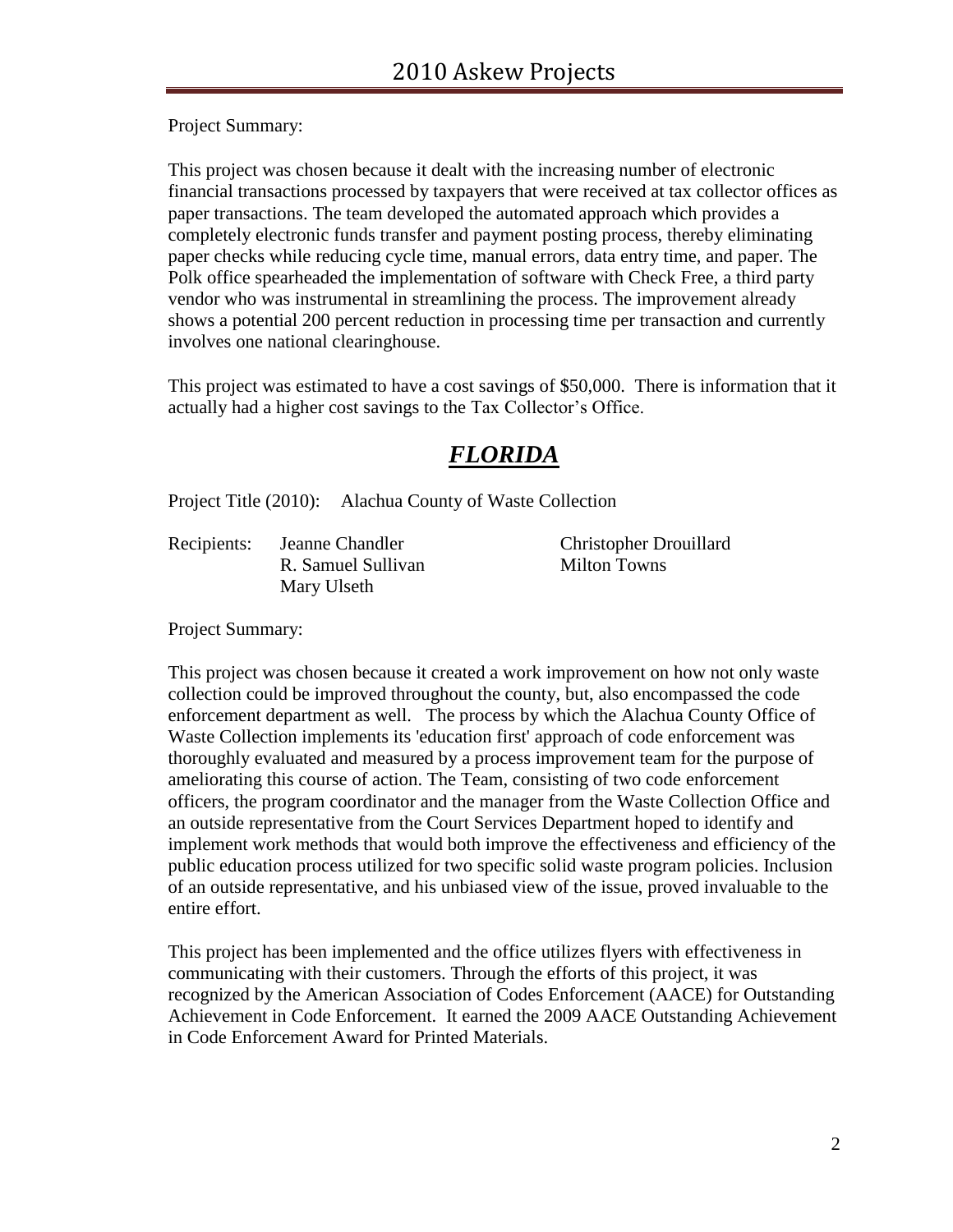Project Summary:

This project was chosen because it dealt with the increasing number of electronic financial transactions processed by taxpayers that were received at tax collector offices as paper transactions. The team developed the automated approach which provides a completely electronic funds transfer and payment posting process, thereby eliminating paper checks while reducing cycle time, manual errors, data entry time, and paper. The Polk office spearheaded the implementation of software with Check Free, a third party vendor who was instrumental in streamlining the process. The improvement already shows a potential 200 percent reduction in processing time per transaction and currently involves one national clearinghouse.

This project was estimated to have a cost savings of $50,000. There is information that it actually had a higher cost savings to the Tax Collector's Office.

# ***FLORIDA***

Project Title (2010): Alachua County of Waste Collection

Recipients: Jeanne Chandler, Christopher Drouillard, R. Samuel Sullivan, Milton Towns, Mary Ulseth

Project Summary:

This project was chosen because it created a work improvement on how not only waste collection could be improved throughout the county, but, also encompassed the code enforcement department as well. The process by which the Alachua County Office of Waste Collection implements its 'education first' approach of code enforcement was thoroughly evaluated and measured by a process improvement team for the purpose of ameliorating this course of action. The Team, consisting of two code enforcement officers, the program coordinator and the manager from the Waste Collection Office and an outside representative from the Court Services Department hoped to identify and implement work methods that would both improve the effectiveness and efficiency of the public education process utilized for two specific solid waste program policies. Inclusion of an outside representative, and his unbiased view of the issue, proved invaluable to the entire effort.

This project has been implemented and the office utilizes flyers with effectiveness in communicating with their customers. Through the efforts of this project, it was recognized by the American Association of Codes Enforcement (AACE) for Outstanding Achievement in Code Enforcement. It earned the 2009 AACE Outstanding Achievement in Code Enforcement Award for Printed Materials.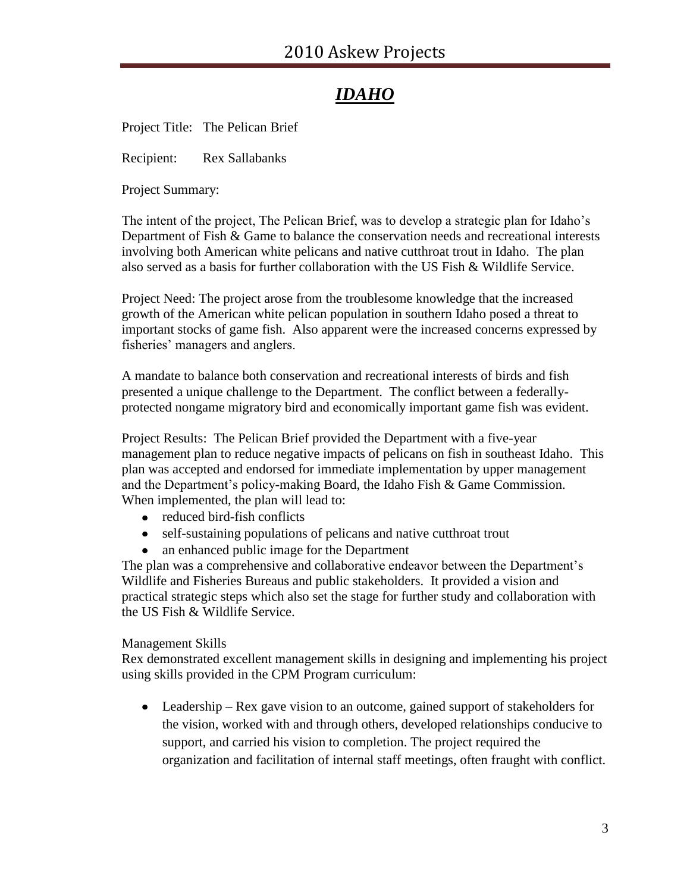# IDAHO

Project Title: The Pelican Brief

Recipient: Rex Sallabanks

Project Summary:

The intent of the project, The Pelican Brief, was to develop a strategic plan for Idaho's Department of Fish & Game to balance the conservation needs and recreational interests involving both American white pelicans and native cutthroat trout in Idaho. The plan also served as a basis for further collaboration with the US Fish & Wildlife Service.

Project Need: The project arose from the troublesome knowledge that the increased growth of the American white pelican population in southern Idaho posed a threat to important stocks of game fish. Also apparent were the increased concerns expressed by fisheries' managers and anglers.

A mandate to balance both conservation and recreational interests of birds and fish presented a unique challenge to the Department. The conflict between a federally-protected nongame migratory bird and economically important game fish was evident.

Project Results: The Pelican Brief provided the Department with a five-year management plan to reduce negative impacts of pelicans on fish in southeast Idaho. This plan was accepted and endorsed for immediate implementation by upper management and the Department's policy-making Board, the Idaho Fish & Game Commission. When implemented, the plan will lead to:

- reduced bird-fish conflicts
- self-sustaining populations of pelicans and native cutthroat trout
- an enhanced public image for the Department

The plan was a comprehensive and collaborative endeavor between the Department's Wildlife and Fisheries Bureaus and public stakeholders. It provided a vision and practical strategic steps which also set the stage for further study and collaboration with the US Fish & Wildlife Service.

Management Skills

Rex demonstrated excellent management skills in designing and implementing his project using skills provided in the CPM Program curriculum:

- Leadership – Rex gave vision to an outcome, gained support of stakeholders for the vision, worked with and through others, developed relationships conducive to support, and carried his vision to completion. The project required the organization and facilitation of internal staff meetings, often fraught with conflict.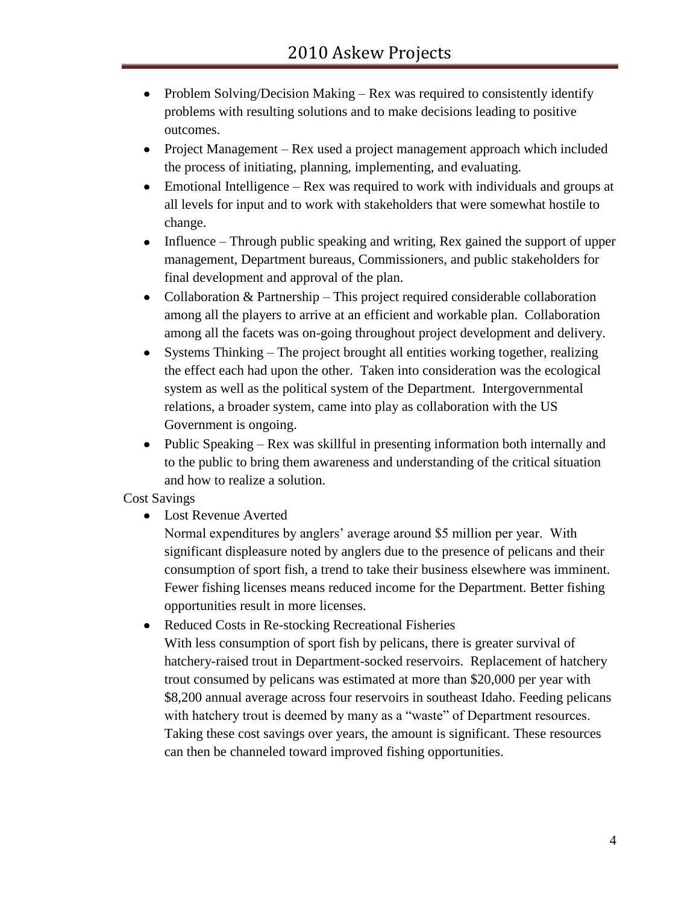- Problem Solving/Decision Making – Rex was required to consistently identify problems with resulting solutions and to make decisions leading to positive outcomes.
- Project Management – Rex used a project management approach which included the process of initiating, planning, implementing, and evaluating.
- Emotional Intelligence – Rex was required to work with individuals and groups at all levels for input and to work with stakeholders that were somewhat hostile to change.
- Influence – Through public speaking and writing, Rex gained the support of upper management, Department bureaus, Commissioners, and public stakeholders for final development and approval of the plan.
- Collaboration & Partnership – This project required considerable collaboration among all the players to arrive at an efficient and workable plan. Collaboration among all the facets was on-going throughout project development and delivery.
- Systems Thinking – The project brought all entities working together, realizing the effect each had upon the other. Taken into consideration was the ecological system as well as the political system of the Department. Intergovernmental relations, a broader system, came into play as collaboration with the US Government is ongoing.
- Public Speaking – Rex was skillful in presenting information both internally and to the public to bring them awareness and understanding of the critical situation and how to realize a solution.

Cost Savings

- Lost Revenue Averted

  Normal expenditures by anglers' average around $5 million per year. With significant displeasure noted by anglers due to the presence of pelicans and their consumption of sport fish, a trend to take their business elsewhere was imminent. Fewer fishing licenses means reduced income for the Department. Better fishing opportunities result in more licenses.
- Reduced Costs in Re-stocking Recreational Fisheries

  With less consumption of sport fish by pelicans, there is greater survival of hatchery-raised trout in Department-socked reservoirs. Replacement of hatchery trout consumed by pelicans was estimated at more than $20,000 per year with $8,200 annual average across four reservoirs in southeast Idaho. Feeding pelicans with hatchery trout is deemed by many as a "waste" of Department resources. Taking these cost savings over years, the amount is significant. These resources can then be channeled toward improved fishing opportunities.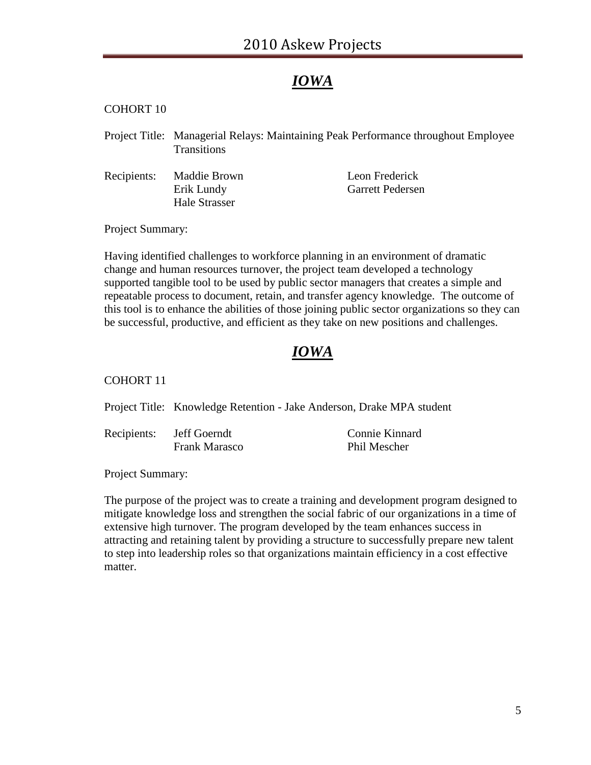## *IOWA*

COHORT 10

Project Title: Managerial Relays: Maintaining Peak Performance throughout Employee Transitions

Recipients: Maddie Brown, Leon Frederick, Erik Lundy, Garrett Pedersen, Hale Strasser

Project Summary:

Having identified challenges to workforce planning in an environment of dramatic change and human resources turnover, the project team developed a technology supported tangible tool to be used by public sector managers that creates a simple and repeatable process to document, retain, and transfer agency knowledge. The outcome of this tool is to enhance the abilities of those joining public sector organizations so they can be successful, productive, and efficient as they take on new positions and challenges.

## *IOWA*

COHORT 11

Project Title: Knowledge Retention - Jake Anderson, Drake MPA student

Recipients: Jeff Goerndt, Connie Kinnard, Frank Marasco, Phil Mescher

Project Summary:

The purpose of the project was to create a training and development program designed to mitigate knowledge loss and strengthen the social fabric of our organizations in a time of extensive high turnover. The program developed by the team enhances success in attracting and retaining talent by providing a structure to successfully prepare new talent to step into leadership roles so that organizations maintain efficiency in a cost effective matter.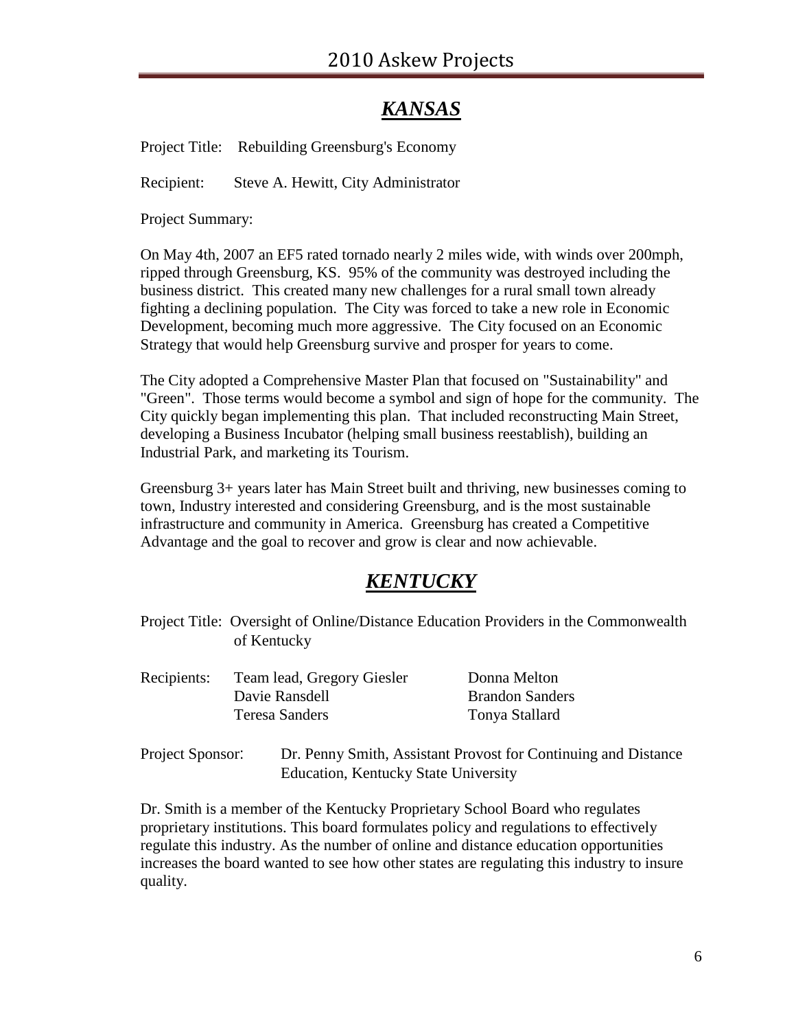## *KANSAS*

Project Title: Rebuilding Greensburg's Economy

Recipient: Steve A. Hewitt, City Administrator

Project Summary:

On May 4th, 2007 an EF5 rated tornado nearly 2 miles wide, with winds over 200mph, ripped through Greensburg, KS. 95% of the community was destroyed including the business district. This created many new challenges for a rural small town already fighting a declining population. The City was forced to take a new role in Economic Development, becoming much more aggressive. The City focused on an Economic Strategy that would help Greensburg survive and prosper for years to come.

The City adopted a Comprehensive Master Plan that focused on "Sustainability" and "Green". Those terms would become a symbol and sign of hope for the community. The City quickly began implementing this plan. That included reconstructing Main Street, developing a Business Incubator (helping small business reestablish), building an Industrial Park, and marketing its Tourism.

Greensburg 3+ years later has Main Street built and thriving, new businesses coming to town, Industry interested and considering Greensburg, and is the most sustainable infrastructure and community in America. Greensburg has created a Competitive Advantage and the goal to recover and grow is clear and now achievable.

## *KENTUCKY*

Project Title: Oversight of Online/Distance Education Providers in the Commonwealth of Kentucky

Recipients:
- Team lead, Gregory Giesler
- Donna Melton
- Davie Ransdell
- Brandon Sanders
- Teresa Sanders
- Tonya Stallard

Project Sponsor: Dr. Penny Smith, Assistant Provost for Continuing and Distance Education, Kentucky State University

Dr. Smith is a member of the Kentucky Proprietary School Board who regulates proprietary institutions. This board formulates policy and regulations to effectively regulate this industry. As the number of online and distance education opportunities increases the board wanted to see how other states are regulating this industry to insure quality.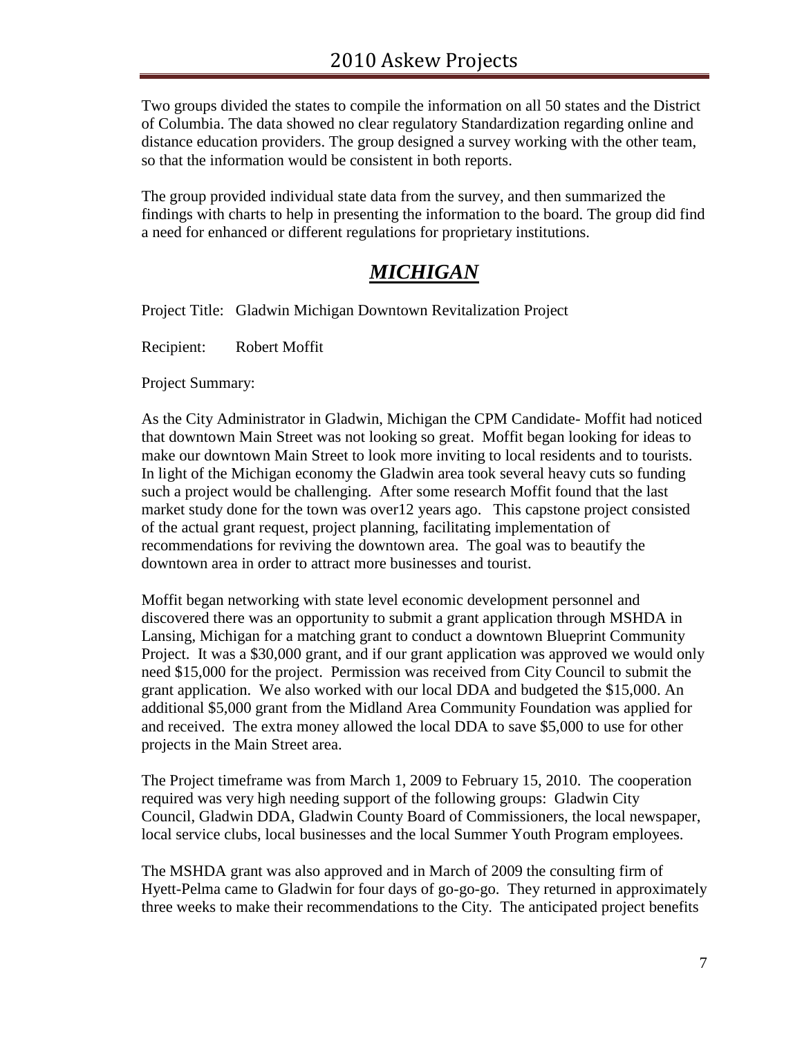Two groups divided the states to compile the information on all 50 states and the District of Columbia. The data showed no clear regulatory Standardization regarding online and distance education providers. The group designed a survey working with the other team, so that the information would be consistent in both reports.

The group provided individual state data from the survey, and then summarized the findings with charts to help in presenting the information to the board. The group did find a need for enhanced or different regulations for proprietary institutions.

## ***MICHIGAN***

Project Title: Gladwin Michigan Downtown Revitalization Project

Recipient: Robert Moffit

Project Summary:

As the City Administrator in Gladwin, Michigan the CPM Candidate- Moffit had noticed that downtown Main Street was not looking so great. Moffit began looking for ideas to make our downtown Main Street to look more inviting to local residents and to tourists. In light of the Michigan economy the Gladwin area took several heavy cuts so funding such a project would be challenging. After some research Moffit found that the last market study done for the town was over12 years ago. This capstone project consisted of the actual grant request, project planning, facilitating implementation of recommendations for reviving the downtown area. The goal was to beautify the downtown area in order to attract more businesses and tourist.

Moffit began networking with state level economic development personnel and discovered there was an opportunity to submit a grant application through MSHDA in Lansing, Michigan for a matching grant to conduct a downtown Blueprint Community Project. It was a $30,000 grant, and if our grant application was approved we would only need $15,000 for the project. Permission was received from City Council to submit the grant application. We also worked with our local DDA and budgeted the $15,000. An additional $5,000 grant from the Midland Area Community Foundation was applied for and received. The extra money allowed the local DDA to save $5,000 to use for other projects in the Main Street area.

The Project timeframe was from March 1, 2009 to February 15, 2010. The cooperation required was very high needing support of the following groups: Gladwin City Council, Gladwin DDA, Gladwin County Board of Commissioners, the local newspaper, local service clubs, local businesses and the local Summer Youth Program employees.

The MSHDA grant was also approved and in March of 2009 the consulting firm of Hyett-Pelma came to Gladwin for four days of go-go-go. They returned in approximately three weeks to make their recommendations to the City. The anticipated project benefits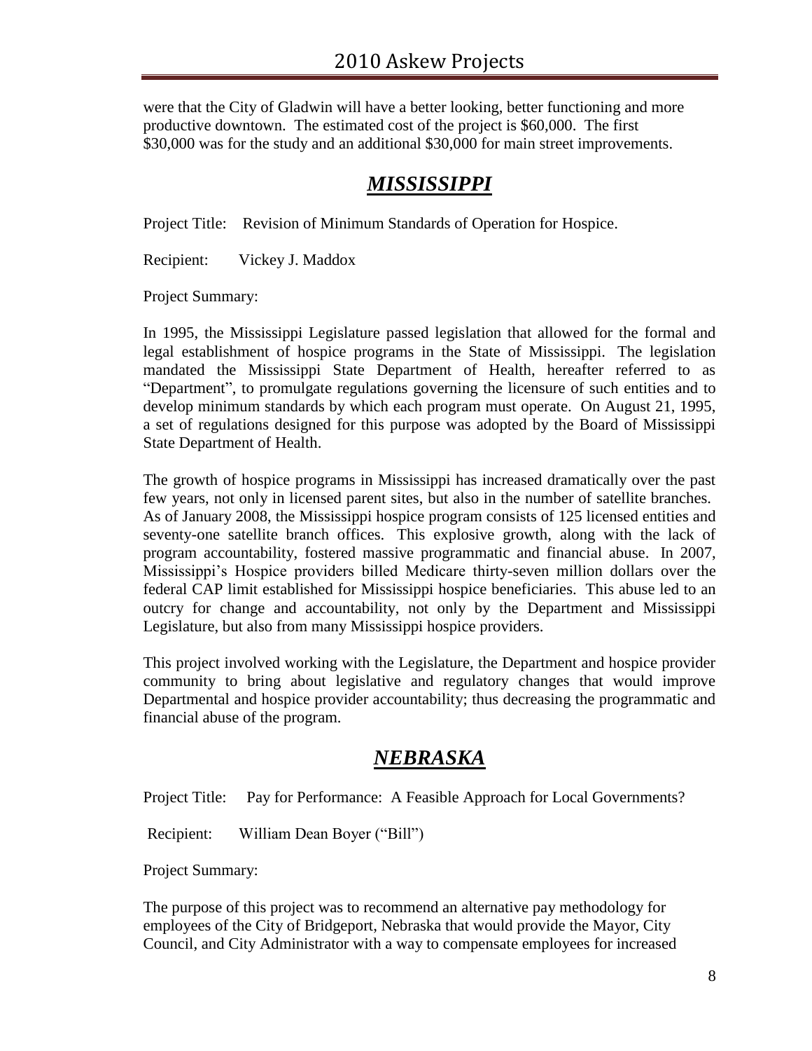were that the City of Gladwin will have a better looking, better functioning and more productive downtown. The estimated cost of the project is $60,000. The first $30,000 was for the study and an additional $30,000 for main street improvements.

## ***MISSISSIPPI***

Project Title: Revision of Minimum Standards of Operation for Hospice.

Recipient: Vickey J. Maddox

Project Summary:

In 1995, the Mississippi Legislature passed legislation that allowed for the formal and legal establishment of hospice programs in the State of Mississippi. The legislation mandated the Mississippi State Department of Health, hereafter referred to as "Department", to promulgate regulations governing the licensure of such entities and to develop minimum standards by which each program must operate. On August 21, 1995, a set of regulations designed for this purpose was adopted by the Board of Mississippi State Department of Health.

The growth of hospice programs in Mississippi has increased dramatically over the past few years, not only in licensed parent sites, but also in the number of satellite branches. As of January 2008, the Mississippi hospice program consists of 125 licensed entities and seventy-one satellite branch offices. This explosive growth, along with the lack of program accountability, fostered massive programmatic and financial abuse. In 2007, Mississippi's Hospice providers billed Medicare thirty-seven million dollars over the federal CAP limit established for Mississippi hospice beneficiaries. This abuse led to an outcry for change and accountability, not only by the Department and Mississippi Legislature, but also from many Mississippi hospice providers.

This project involved working with the Legislature, the Department and hospice provider community to bring about legislative and regulatory changes that would improve Departmental and hospice provider accountability; thus decreasing the programmatic and financial abuse of the program.

## ***NEBRASKA***

Project Title: Pay for Performance: A Feasible Approach for Local Governments?

Recipient: William Dean Boyer ("Bill")

Project Summary:

The purpose of this project was to recommend an alternative pay methodology for employees of the City of Bridgeport, Nebraska that would provide the Mayor, City Council, and City Administrator with a way to compensate employees for increased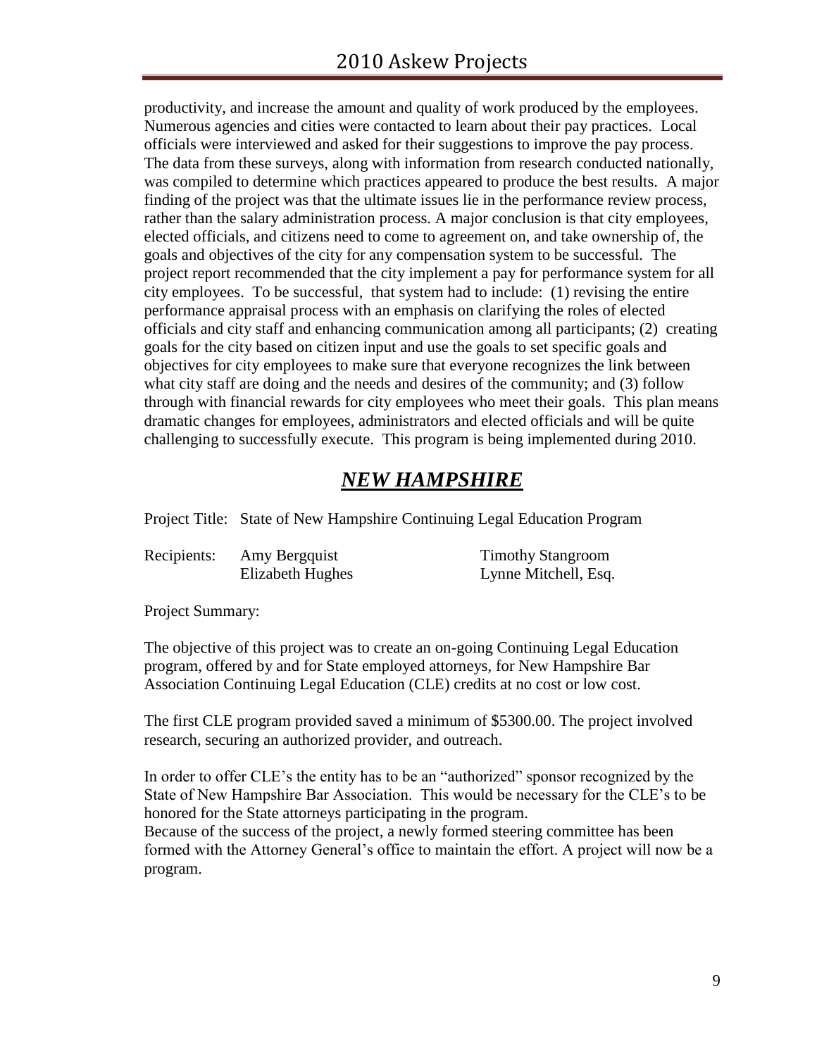productivity, and increase the amount and quality of work produced by the employees. Numerous agencies and cities were contacted to learn about their pay practices. Local officials were interviewed and asked for their suggestions to improve the pay process. The data from these surveys, along with information from research conducted nationally, was compiled to determine which practices appeared to produce the best results. A major finding of the project was that the ultimate issues lie in the performance review process, rather than the salary administration process. A major conclusion is that city employees, elected officials, and citizens need to come to agreement on, and take ownership of, the goals and objectives of the city for any compensation system to be successful. The project report recommended that the city implement a pay for performance system for all city employees. To be successful, that system had to include: (1) revising the entire performance appraisal process with an emphasis on clarifying the roles of elected officials and city staff and enhancing communication among all participants; (2) creating goals for the city based on citizen input and use the goals to set specific goals and objectives for city employees to make sure that everyone recognizes the link between what city staff are doing and the needs and desires of the community; and (3) follow through with financial rewards for city employees who meet their goals. This plan means dramatic changes for employees, administrators and elected officials and will be quite challenging to successfully execute. This program is being implemented during 2010.

## *NEW HAMPSHIRE*

Project Title: State of New Hampshire Continuing Legal Education Program

Recipients: Amy Bergquist, Elizabeth Hughes, Timothy Stangroom, Lynne Mitchell, Esq.

Project Summary:

The objective of this project was to create an on-going Continuing Legal Education program, offered by and for State employed attorneys, for New Hampshire Bar Association Continuing Legal Education (CLE) credits at no cost or low cost.

The first CLE program provided saved a minimum of $5300.00. The project involved research, securing an authorized provider, and outreach.

In order to offer CLE's the entity has to be an "authorized" sponsor recognized by the State of New Hampshire Bar Association. This would be necessary for the CLE's to be honored for the State attorneys participating in the program.
Because of the success of the project, a newly formed steering committee has been formed with the Attorney General's office to maintain the effort. A project will now be a program.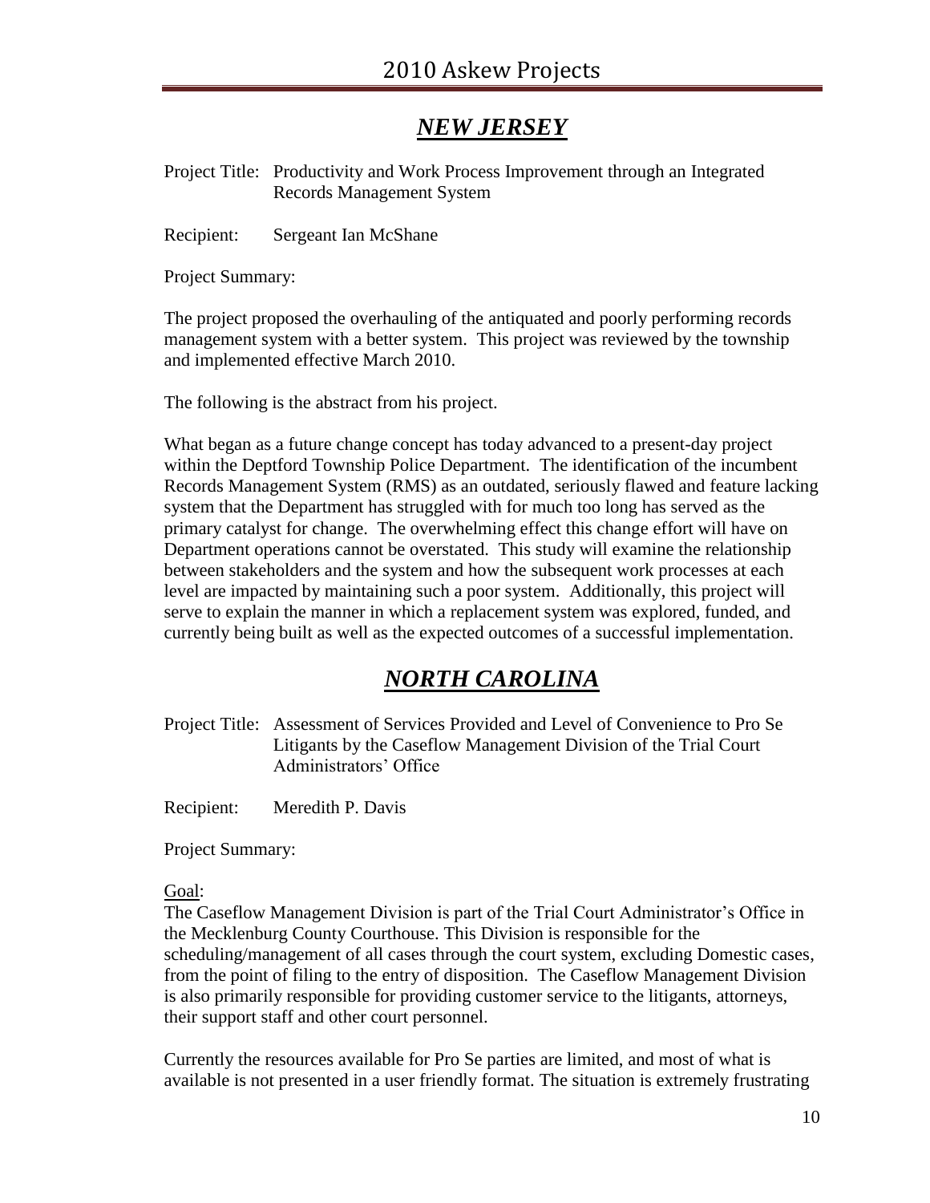## *NEW JERSEY*

Project Title: Productivity and Work Process Improvement through an Integrated Records Management System

Recipient: Sergeant Ian McShane

Project Summary:

The project proposed the overhauling of the antiquated and poorly performing records management system with a better system. This project was reviewed by the township and implemented effective March 2010.

The following is the abstract from his project.

What began as a future change concept has today advanced to a present-day project within the Deptford Township Police Department. The identification of the incumbent Records Management System (RMS) as an outdated, seriously flawed and feature lacking system that the Department has struggled with for much too long has served as the primary catalyst for change. The overwhelming effect this change effort will have on Department operations cannot be overstated. This study will examine the relationship between stakeholders and the system and how the subsequent work processes at each level are impacted by maintaining such a poor system. Additionally, this project will serve to explain the manner in which a replacement system was explored, funded, and currently being built as well as the expected outcomes of a successful implementation.

## *NORTH CAROLINA*

Project Title: Assessment of Services Provided and Level of Convenience to Pro Se Litigants by the Caseflow Management Division of the Trial Court Administrators' Office

Recipient: Meredith P. Davis

Project Summary:

Goal:

The Caseflow Management Division is part of the Trial Court Administrator's Office in the Mecklenburg County Courthouse. This Division is responsible for the scheduling/management of all cases through the court system, excluding Domestic cases, from the point of filing to the entry of disposition. The Caseflow Management Division is also primarily responsible for providing customer service to the litigants, attorneys, their support staff and other court personnel.

Currently the resources available for Pro Se parties are limited, and most of what is available is not presented in a user friendly format. The situation is extremely frustrating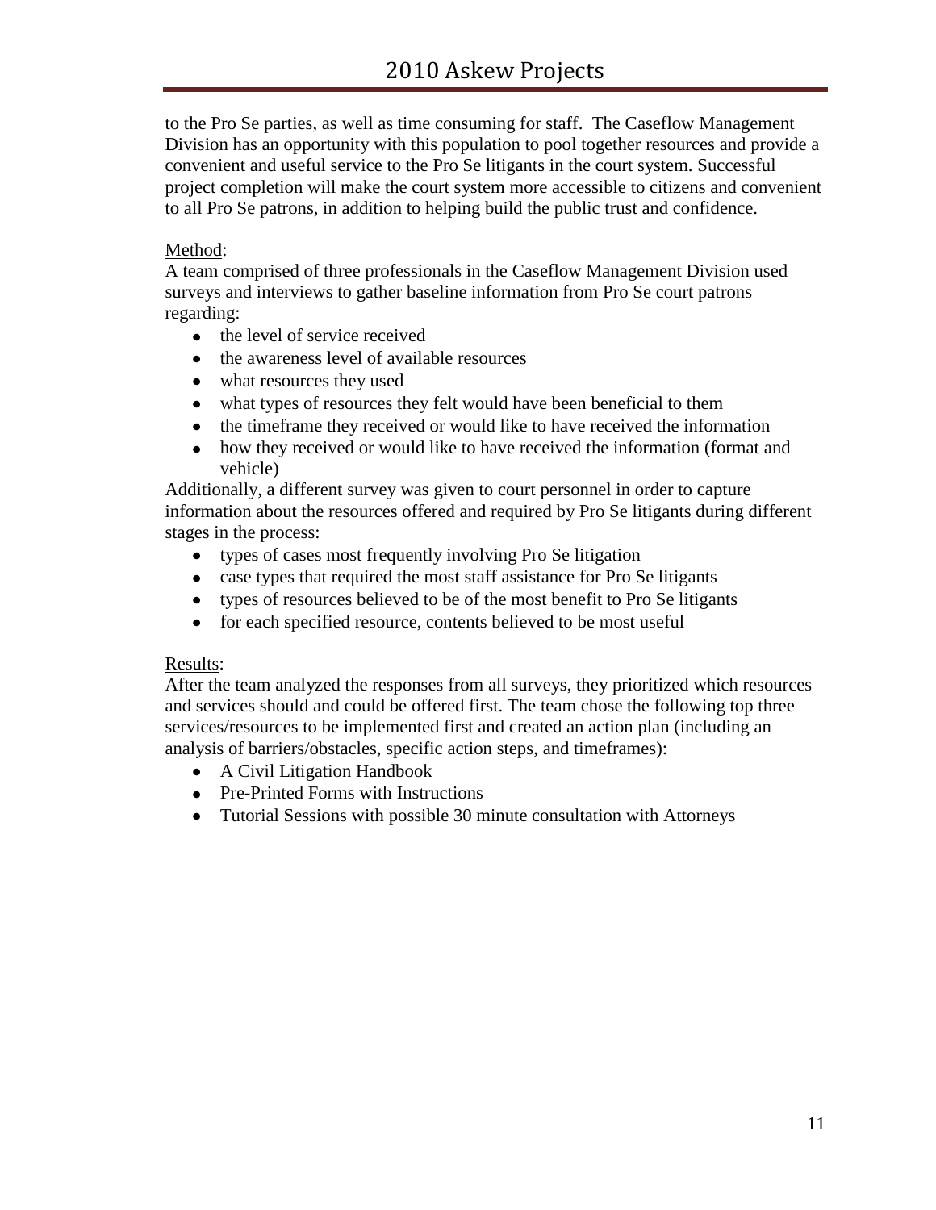to the Pro Se parties, as well as time consuming for staff. The Caseflow Management Division has an opportunity with this population to pool together resources and provide a convenient and useful service to the Pro Se litigants in the court system. Successful project completion will make the court system more accessible to citizens and convenient to all Pro Se patrons, in addition to helping build the public trust and confidence.

Method:

A team comprised of three professionals in the Caseflow Management Division used surveys and interviews to gather baseline information from Pro Se court patrons regarding:

- the level of service received
- the awareness level of available resources
- what resources they used
- what types of resources they felt would have been beneficial to them
- the timeframe they received or would like to have received the information
- how they received or would like to have received the information (format and vehicle)

Additionally, a different survey was given to court personnel in order to capture information about the resources offered and required by Pro Se litigants during different stages in the process:

- types of cases most frequently involving Pro Se litigation
- case types that required the most staff assistance for Pro Se litigants
- types of resources believed to be of the most benefit to Pro Se litigants
- for each specified resource, contents believed to be most useful

Results:

After the team analyzed the responses from all surveys, they prioritized which resources and services should and could be offered first. The team chose the following top three services/resources to be implemented first and created an action plan (including an analysis of barriers/obstacles, specific action steps, and timeframes):

- A Civil Litigation Handbook
- Pre-Printed Forms with Instructions
- Tutorial Sessions with possible 30 minute consultation with Attorneys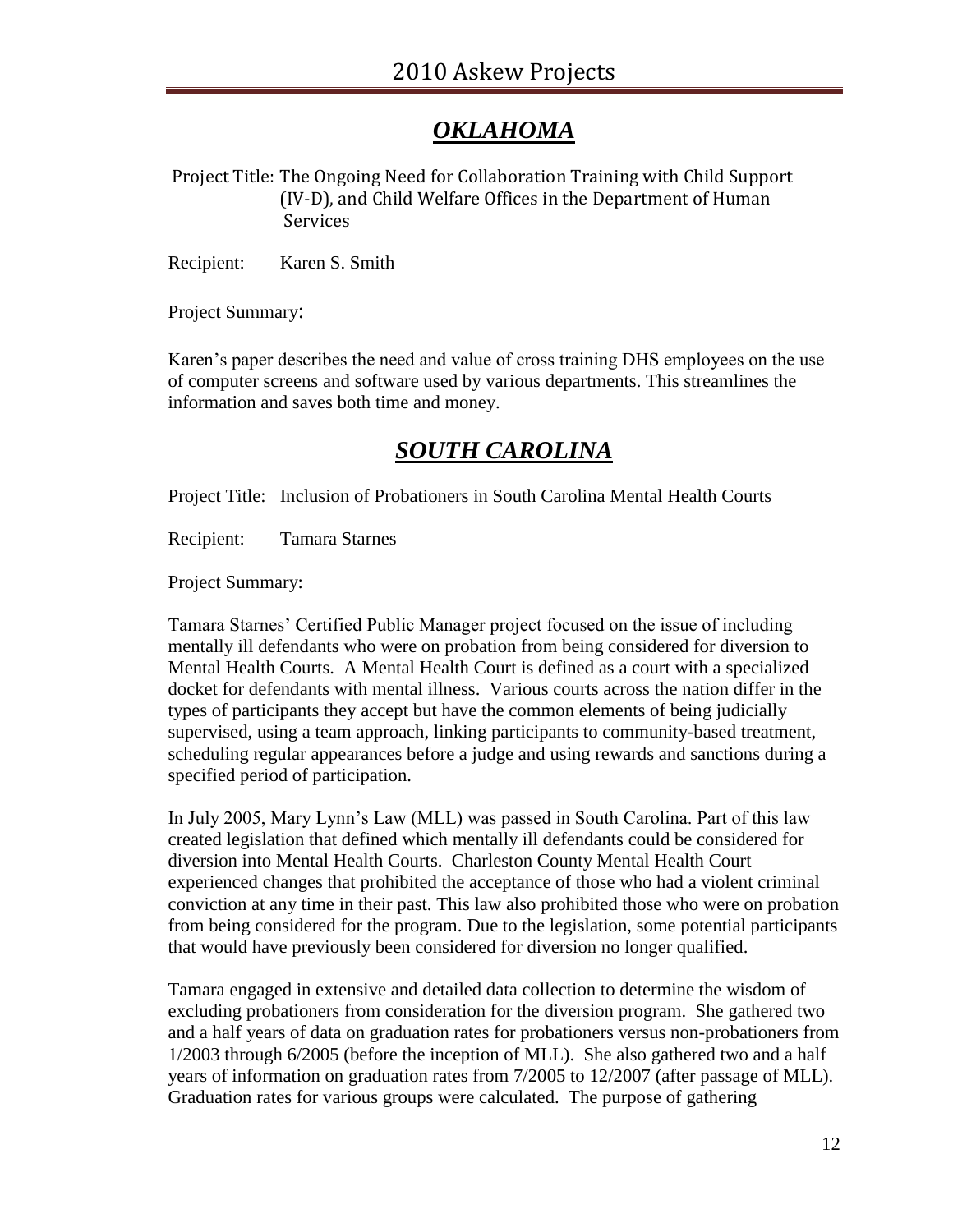## *OKLAHOMA*

Project Title: The Ongoing Need for Collaboration Training with Child Support (IV-D), and Child Welfare Offices in the Department of Human Services

Recipient: Karen S. Smith

Project Summary:

Karen's paper describes the need and value of cross training DHS employees on the use of computer screens and software used by various departments. This streamlines the information and saves both time and money.

## *SOUTH CAROLINA*

Project Title: Inclusion of Probationers in South Carolina Mental Health Courts

Recipient: Tamara Starnes

Project Summary:

Tamara Starnes' Certified Public Manager project focused on the issue of including mentally ill defendants who were on probation from being considered for diversion to Mental Health Courts. A Mental Health Court is defined as a court with a specialized docket for defendants with mental illness. Various courts across the nation differ in the types of participants they accept but have the common elements of being judicially supervised, using a team approach, linking participants to community-based treatment, scheduling regular appearances before a judge and using rewards and sanctions during a specified period of participation.

In July 2005, Mary Lynn's Law (MLL) was passed in South Carolina. Part of this law created legislation that defined which mentally ill defendants could be considered for diversion into Mental Health Courts. Charleston County Mental Health Court experienced changes that prohibited the acceptance of those who had a violent criminal conviction at any time in their past. This law also prohibited those who were on probation from being considered for the program. Due to the legislation, some potential participants that would have previously been considered for diversion no longer qualified.

Tamara engaged in extensive and detailed data collection to determine the wisdom of excluding probationers from consideration for the diversion program. She gathered two and a half years of data on graduation rates for probationers versus non-probationers from 1/2003 through 6/2005 (before the inception of MLL). She also gathered two and a half years of information on graduation rates from 7/2005 to 12/2007 (after passage of MLL). Graduation rates for various groups were calculated. The purpose of gathering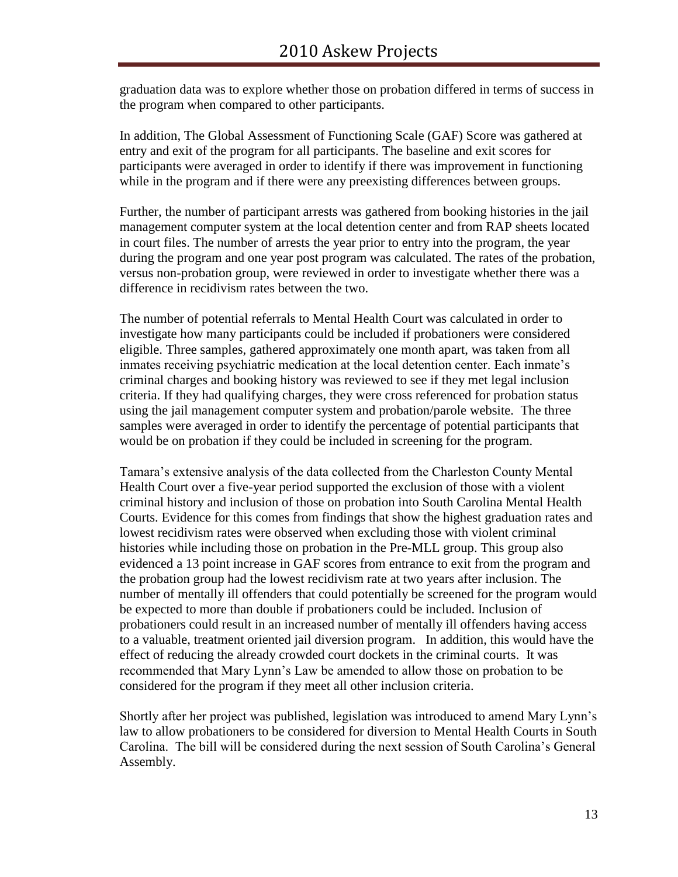graduation data was to explore whether those on probation differed in terms of success in the program when compared to other participants.

In addition, The Global Assessment of Functioning Scale (GAF) Score was gathered at entry and exit of the program for all participants. The baseline and exit scores for participants were averaged in order to identify if there was improvement in functioning while in the program and if there were any preexisting differences between groups.

Further, the number of participant arrests was gathered from booking histories in the jail management computer system at the local detention center and from RAP sheets located in court files. The number of arrests the year prior to entry into the program, the year during the program and one year post program was calculated. The rates of the probation, versus non-probation group, were reviewed in order to investigate whether there was a difference in recidivism rates between the two.

The number of potential referrals to Mental Health Court was calculated in order to investigate how many participants could be included if probationers were considered eligible. Three samples, gathered approximately one month apart, was taken from all inmates receiving psychiatric medication at the local detention center. Each inmate's criminal charges and booking history was reviewed to see if they met legal inclusion criteria. If they had qualifying charges, they were cross referenced for probation status using the jail management computer system and probation/parole website. The three samples were averaged in order to identify the percentage of potential participants that would be on probation if they could be included in screening for the program.

Tamara's extensive analysis of the data collected from the Charleston County Mental Health Court over a five-year period supported the exclusion of those with a violent criminal history and inclusion of those on probation into South Carolina Mental Health Courts. Evidence for this comes from findings that show the highest graduation rates and lowest recidivism rates were observed when excluding those with violent criminal histories while including those on probation in the Pre-MLL group. This group also evidenced a 13 point increase in GAF scores from entrance to exit from the program and the probation group had the lowest recidivism rate at two years after inclusion. The number of mentally ill offenders that could potentially be screened for the program would be expected to more than double if probationers could be included. Inclusion of probationers could result in an increased number of mentally ill offenders having access to a valuable, treatment oriented jail diversion program. In addition, this would have the effect of reducing the already crowded court dockets in the criminal courts. It was recommended that Mary Lynn's Law be amended to allow those on probation to be considered for the program if they meet all other inclusion criteria.

Shortly after her project was published, legislation was introduced to amend Mary Lynn's law to allow probationers to be considered for diversion to Mental Health Courts in South Carolina. The bill will be considered during the next session of South Carolina's General Assembly.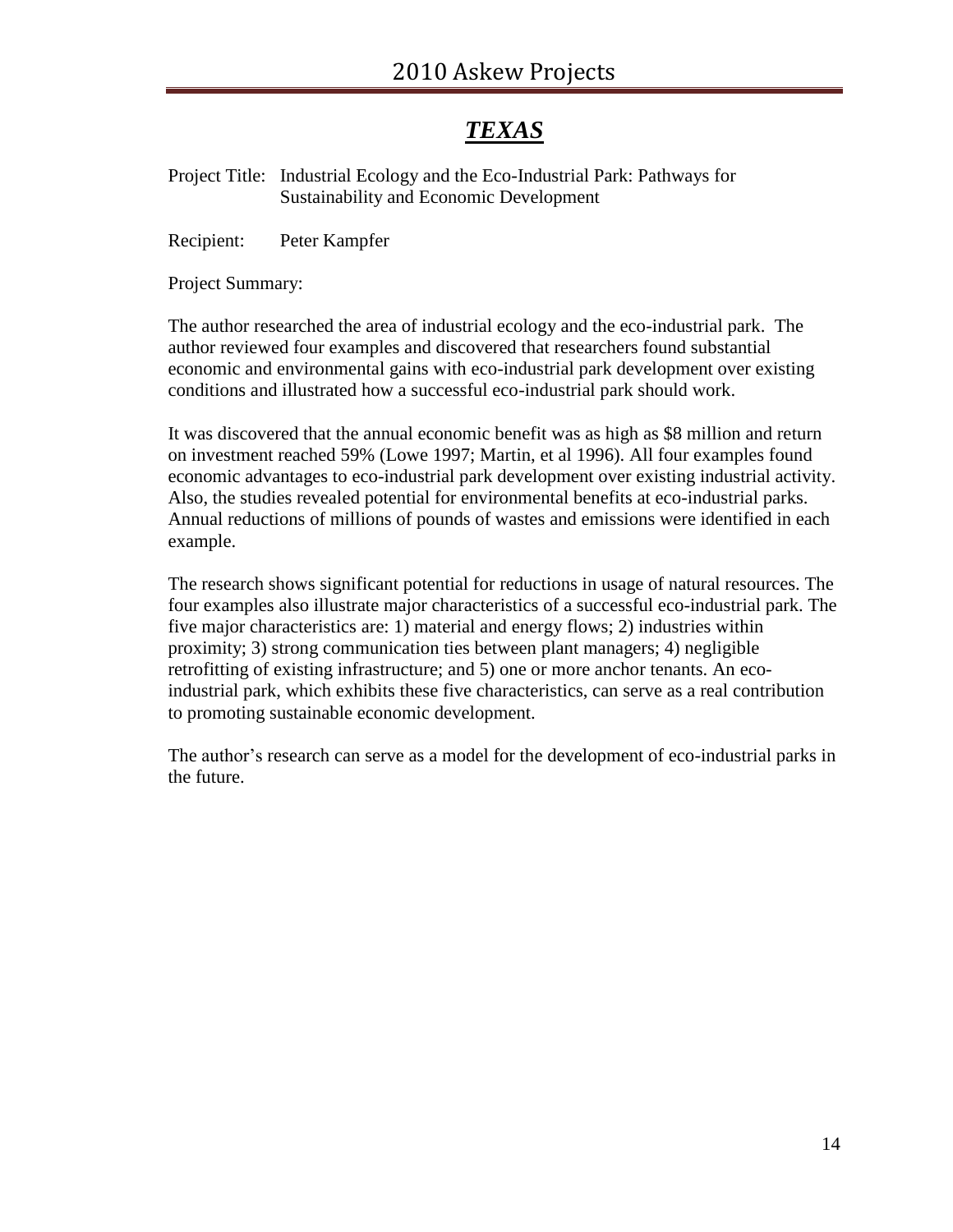# *TEXAS*

Project Title: Industrial Ecology and the Eco-Industrial Park: Pathways for Sustainability and Economic Development

Recipient: Peter Kampfer

Project Summary:

The author researched the area of industrial ecology and the eco-industrial park. The author reviewed four examples and discovered that researchers found substantial economic and environmental gains with eco-industrial park development over existing conditions and illustrated how a successful eco-industrial park should work.

It was discovered that the annual economic benefit was as high as $8 million and return on investment reached 59% (Lowe 1997; Martin, et al 1996). All four examples found economic advantages to eco-industrial park development over existing industrial activity. Also, the studies revealed potential for environmental benefits at eco-industrial parks. Annual reductions of millions of pounds of wastes and emissions were identified in each example.

The research shows significant potential for reductions in usage of natural resources. The four examples also illustrate major characteristics of a successful eco-industrial park. The five major characteristics are: 1) material and energy flows; 2) industries within proximity; 3) strong communication ties between plant managers; 4) negligible retrofitting of existing infrastructure; and 5) one or more anchor tenants. An eco-industrial park, which exhibits these five characteristics, can serve as a real contribution to promoting sustainable economic development.

The author's research can serve as a model for the development of eco-industrial parks in the future.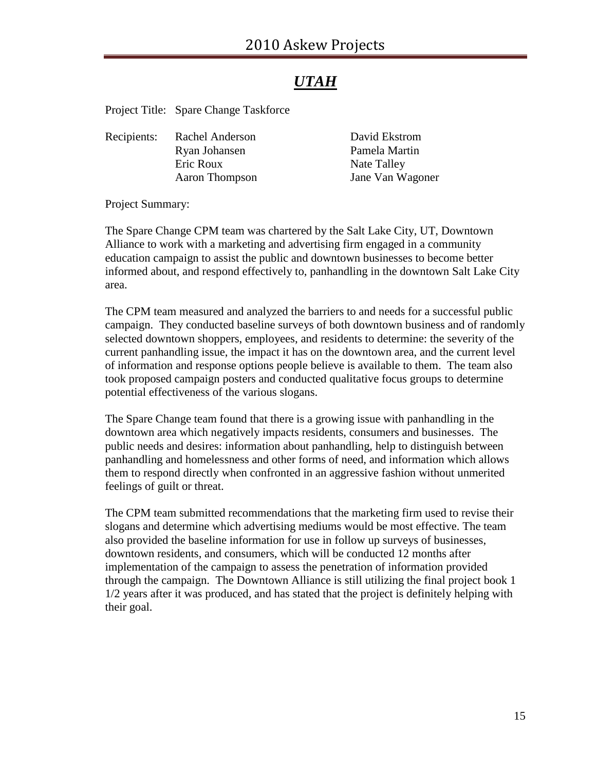# *UTAH*

Project Title: Spare Change Taskforce

Recipients:

| | |
|---|---|
| Rachel Anderson | David Ekstrom |
| Ryan Johansen | Pamela Martin |
| Eric Roux | Nate Talley |
| Aaron Thompson | Jane Van Wagoner |

Project Summary:

The Spare Change CPM team was chartered by the Salt Lake City, UT, Downtown Alliance to work with a marketing and advertising firm engaged in a community education campaign to assist the public and downtown businesses to become better informed about, and respond effectively to, panhandling in the downtown Salt Lake City area.

The CPM team measured and analyzed the barriers to and needs for a successful public campaign. They conducted baseline surveys of both downtown business and of randomly selected downtown shoppers, employees, and residents to determine: the severity of the current panhandling issue, the impact it has on the downtown area, and the current level of information and response options people believe is available to them. The team also took proposed campaign posters and conducted qualitative focus groups to determine potential effectiveness of the various slogans.

The Spare Change team found that there is a growing issue with panhandling in the downtown area which negatively impacts residents, consumers and businesses. The public needs and desires: information about panhandling, help to distinguish between panhandling and homelessness and other forms of need, and information which allows them to respond directly when confronted in an aggressive fashion without unmerited feelings of guilt or threat.

The CPM team submitted recommendations that the marketing firm used to revise their slogans and determine which advertising mediums would be most effective. The team also provided the baseline information for use in follow up surveys of businesses, downtown residents, and consumers, which will be conducted 12 months after implementation of the campaign to assess the penetration of information provided through the campaign. The Downtown Alliance is still utilizing the final project book 1 1/2 years after it was produced, and has stated that the project is definitely helping with their goal.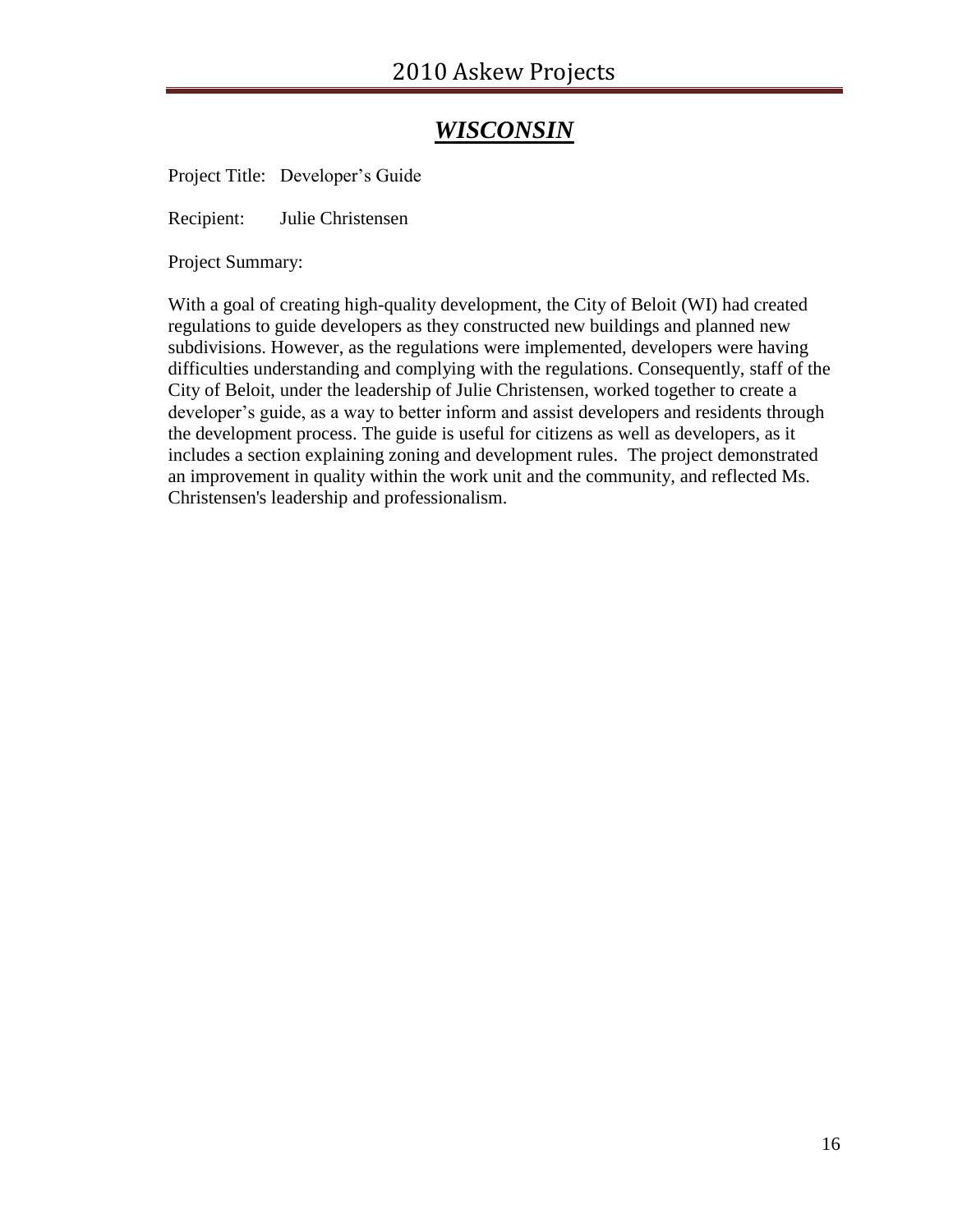## ***WISCONSIN***

Project Title: Developer's Guide

Recipient: Julie Christensen

Project Summary:

With a goal of creating high-quality development, the City of Beloit (WI) had created regulations to guide developers as they constructed new buildings and planned new subdivisions. However, as the regulations were implemented, developers were having difficulties understanding and complying with the regulations. Consequently, staff of the City of Beloit, under the leadership of Julie Christensen, worked together to create a developer's guide, as a way to better inform and assist developers and residents through the development process. The guide is useful for citizens as well as developers, as it includes a section explaining zoning and development rules. The project demonstrated an improvement in quality within the work unit and the community, and reflected Ms. Christensen's leadership and professionalism.